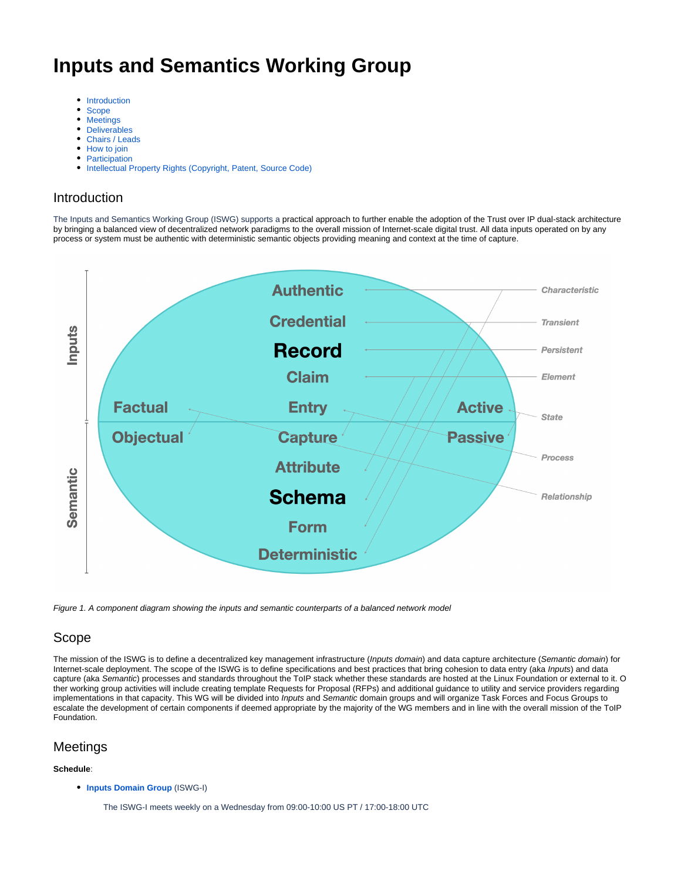# Inputs and Semantics Working Group

- Introduction
- Scope
- Meetings
- Deliverables
- Chairs / Leads
- How to join
- Participation
- Intellectual Property Rights (Copyright, Patent, Source Code)

## Introduction

The Inputs and Semantics Working Group (ISWG) supports a practical approach to further enable the adoption of the Trust over IP dual-stack architecture by bringing a balanced view of decentralized network paradigms to the overall mission of Internet-scale digital trust. All data inputs operated on by any process or system must be authentic with deterministic semantic objects providing meaning and context at the time of capture.

*Figure 1. A component diagram showing the inputs and semantic counterparts of a balanced network model*

## Scope

The mission of the ISWG is to define a decentralized key management infrastructure (*Inputs domain*) and data capture architecture (*Semantic domain*) for Internet-scale deployment. The scope of the ISWG is to define specifications and best practices that bring cohesion to data entry (aka *Inputs*) and data capture (aka *Semantic*) processes and standards throughout the ToIP stack whether these standards are hosted at the Linux Foundation or external to it. Other working group activities will include creating template Requests for Proposal (RFPs) and additional guidance to utility and service providers regarding implementations in that capacity. This WG will be divided into *Inputs* and *Semantic* domain groups and will organize Task Forces and Focus Groups to escalate the development of certain components if deemed appropriate by the majority of the WG members and in line with the overall mission of the ToIP Foundation.

## Meetings

**Schedule**:

- **Inputs Domain Group** (ISWG-I)

  The ISWG-I meets weekly on a Wednesday from 09:00-10:00 US PT / 17:00-18:00 UTC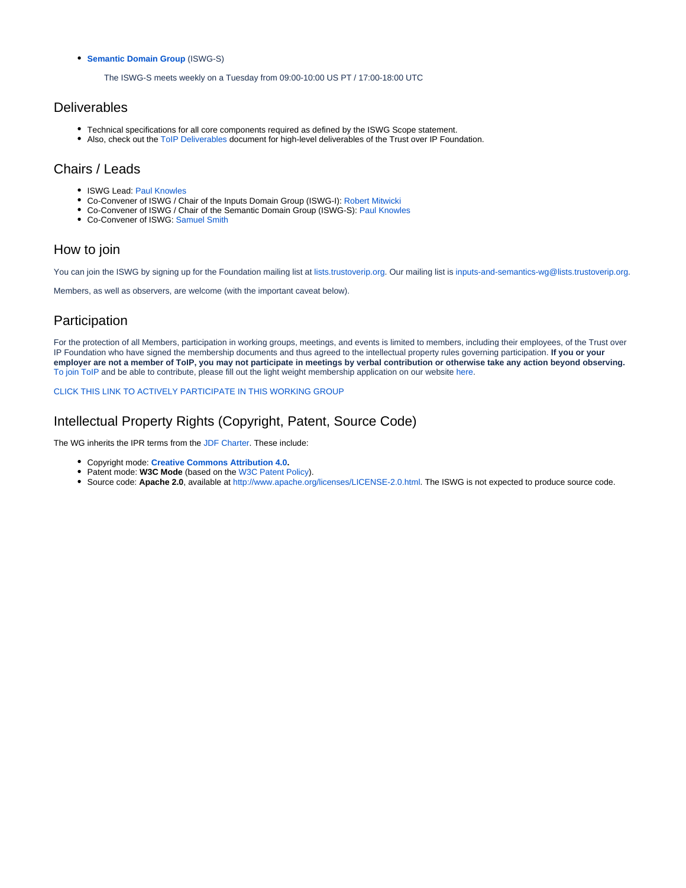- **Semantic Domain Group** (ISWG-S)

  The ISWG-S meets weekly on a Tuesday from 09:00-10:00 US PT / 17:00-18:00 UTC

## Deliverables

- Technical specifications for all core components required as defined by the ISWG Scope statement.
- Also, check out the ToIP Deliverables document for high-level deliverables of the Trust over IP Foundation.

## Chairs / Leads

- ISWG Lead: Paul Knowles
- Co-Convener of ISWG / Chair of the Inputs Domain Group (ISWG-I): Robert Mitwicki
- Co-Convener of ISWG / Chair of the Semantic Domain Group (ISWG-S): Paul Knowles
- Co-Convener of ISWG: Samuel Smith

## How to join

You can join the ISWG by signing up for the Foundation mailing list at lists.trustoverip.org. Our mailing list is inputs-and-semantics-wg@lists.trustoverip.org.

Members, as well as observers, are welcome (with the important caveat below).

## Participation

For the protection of all Members, participation in working groups, meetings, and events is limited to members, including their employees, of the Trust over IP Foundation who have signed the membership documents and thus agreed to the intellectual property rules governing participation. **If you or your employer are not a member of ToIP, you may not participate in meetings by verbal contribution or otherwise take any action beyond observing.** To join ToIP and be able to contribute, please fill out the light weight membership application on our website here.

CLICK THIS LINK TO ACTIVELY PARTICIPATE IN THIS WORKING GROUP

## Intellectual Property Rights (Copyright, Patent, Source Code)

The WG inherits the IPR terms from the JDF Charter. These include:

- Copyright mode: **Creative Commons Attribution 4.0.**
- Patent mode: **W3C Mode** (based on the W3C Patent Policy).
- Source code: **Apache 2.0**, available at http://www.apache.org/licenses/LICENSE-2.0.html. The ISWG is not expected to produce source code.